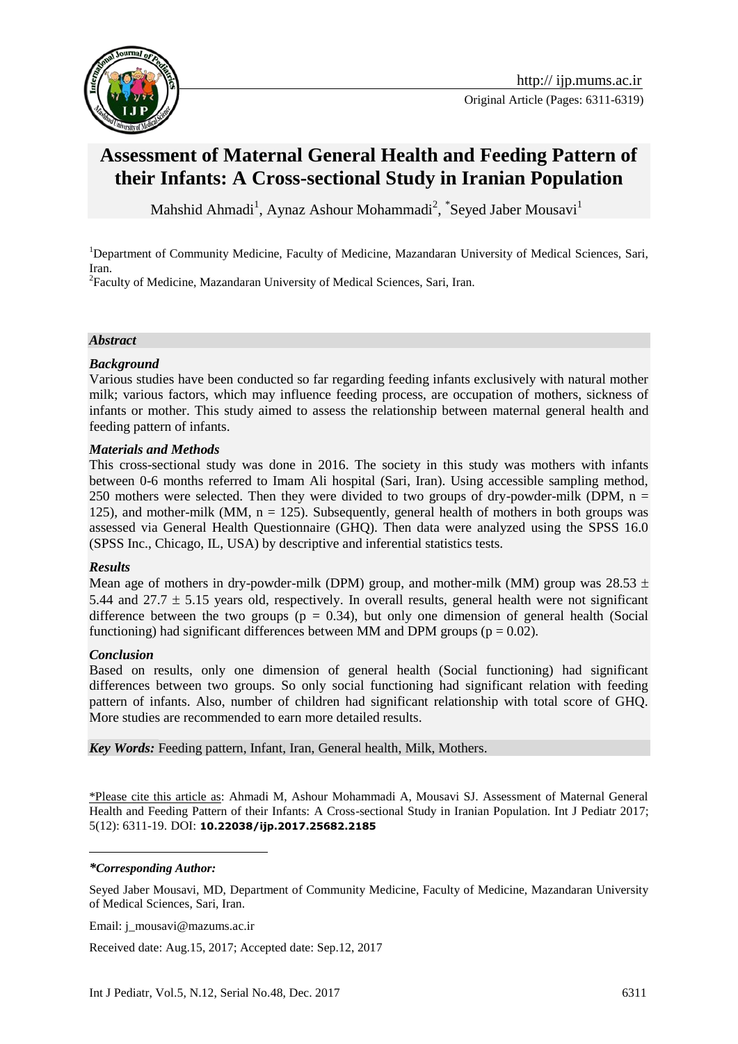Original Article (Pages: 6311-6319)

# Assessment of Maternal General Health and Feeding Pattern of their Infants: A Cross-sectional Study in Iranian Population

Mahshid Ahmadi[1], Aynaz Ashour Mohammadi[2], *Seyed Jaber Mousavi[1]

[1]Department of Community Medicine, Faculty of Medicine, Mazandaran University of Medical Sciences, Sari, Iran.

[2]Faculty of Medicine, Mazandaran University of Medical Sciences, Sari, Iran.

## *Abstract*

### *Background*

Various studies have been conducted so far regarding feeding infants exclusively with natural mother milk; various factors, which may influence feeding process, are occupation of mothers, sickness of infants or mother. This study aimed to assess the relationship between maternal general health and feeding pattern of infants.

### *Materials and Methods*

This cross-sectional study was done in 2016. The society in this study was mothers with infants between 0-6 months referred to Imam Ali hospital (Sari, Iran). Using accessible sampling method, 250 mothers were selected. Then they were divided to two groups of dry-powder-milk (DPM, n = 125), and mother-milk (MM, n = 125). Subsequently, general health of mothers in both groups was assessed via General Health Questionnaire (GHQ). Then data were analyzed using the SPSS 16.0 (SPSS Inc., Chicago, IL, USA) by descriptive and inferential statistics tests.

### *Results*

Mean age of mothers in dry-powder-milk (DPM) group, and mother-milk (MM) group was 28.53 ± 5.44 and 27.7 ± 5.15 years old, respectively. In overall results, general health were not significant difference between the two groups (p = 0.34), but only one dimension of general health (Social functioning) had significant differences between MM and DPM groups (p = 0.02).

### *Conclusion*

Based on results, only one dimension of general health (Social functioning) had significant differences between two groups. So only social functioning had significant relation with feeding pattern of infants. Also, number of children had significant relationship with total score of GHQ. More studies are recommended to earn more detailed results.

***Key Words:*** Feeding pattern, Infant, Iran, General health, Milk, Mothers.

---

\*Please cite this article as: Ahmadi M, Ashour Mohammadi A, Mousavi SJ. Assessment of Maternal General Health and Feeding Pattern of their Infants: A Cross-sectional Study in Iranian Population. Int J Pediatr 2017; 5(12): 6311-19. DOI: **10.22038/ijp.2017.25682.2185**

---

***\*Corresponding Author:***

Seyed Jaber Mousavi, MD, Department of Community Medicine, Faculty of Medicine, Mazandaran University of Medical Sciences, Sari, Iran.

Email: j_mousavi@mazums.ac.ir

Received date: Aug.15, 2017; Accepted date: Sep.12, 2017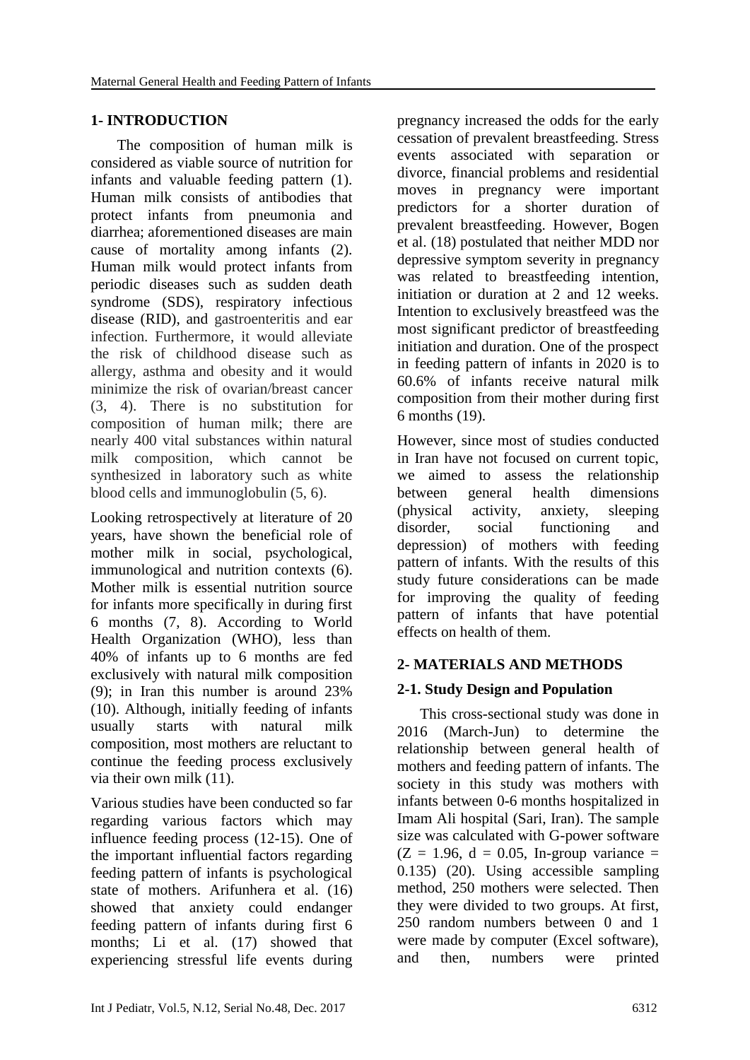## 1- INTRODUCTION

The composition of human milk is considered as viable source of nutrition for infants and valuable feeding pattern (1). Human milk consists of antibodies that protect infants from pneumonia and diarrhea; aforementioned diseases are main cause of mortality among infants (2). Human milk would protect infants from periodic diseases such as sudden death syndrome (SDS), respiratory infectious disease (RID), and gastroenteritis and ear infection. Furthermore, it would alleviate the risk of childhood disease such as allergy, asthma and obesity and it would minimize the risk of ovarian/breast cancer (3, 4). There is no substitution for composition of human milk; there are nearly 400 vital substances within natural milk composition, which cannot be synthesized in laboratory such as white blood cells and immunoglobulin (5, 6).

Looking retrospectively at literature of 20 years, have shown the beneficial role of mother milk in social, psychological, immunological and nutrition contexts (6). Mother milk is essential nutrition source for infants more specifically in during first 6 months (7, 8). According to World Health Organization (WHO), less than 40% of infants up to 6 months are fed exclusively with natural milk composition (9); in Iran this number is around 23% (10). Although, initially feeding of infants usually starts with natural milk composition, most mothers are reluctant to continue the feeding process exclusively via their own milk (11).

Various studies have been conducted so far regarding various factors which may influence feeding process (12-15). One of the important influential factors regarding feeding pattern of infants is psychological state of mothers. Arifunhera et al. (16) showed that anxiety could endanger feeding pattern of infants during first 6 months; Li et al. (17) showed that experiencing stressful life events during pregnancy increased the odds for the early cessation of prevalent breastfeeding. Stress events associated with separation or divorce, financial problems and residential moves in pregnancy were important predictors for a shorter duration of prevalent breastfeeding. However, Bogen et al. (18) postulated that neither MDD nor depressive symptom severity in pregnancy was related to breastfeeding intention, initiation or duration at 2 and 12 weeks. Intention to exclusively breastfeed was the most significant predictor of breastfeeding initiation and duration. One of the prospect in feeding pattern of infants in 2020 is to 60.6% of infants receive natural milk composition from their mother during first 6 months (19).

However, since most of studies conducted in Iran have not focused on current topic, we aimed to assess the relationship between general health dimensions (physical activity, anxiety, sleeping disorder, social functioning and depression) of mothers with feeding pattern of infants. With the results of this study future considerations can be made for improving the quality of feeding pattern of infants that have potential effects on health of them.

## 2- MATERIALS AND METHODS

### 2-1. Study Design and Population

This cross-sectional study was done in 2016 (March-Jun) to determine the relationship between general health of mothers and feeding pattern of infants. The society in this study was mothers with infants between 0-6 months hospitalized in Imam Ali hospital (Sari, Iran). The sample size was calculated with G-power software ($Z = 1.96$, $d = 0.05$, In-group variance = 0.135) (20). Using accessible sampling method, 250 mothers were selected. Then they were divided to two groups. At first, 250 random numbers between 0 and 1 were made by computer (Excel software), and then, numbers were printed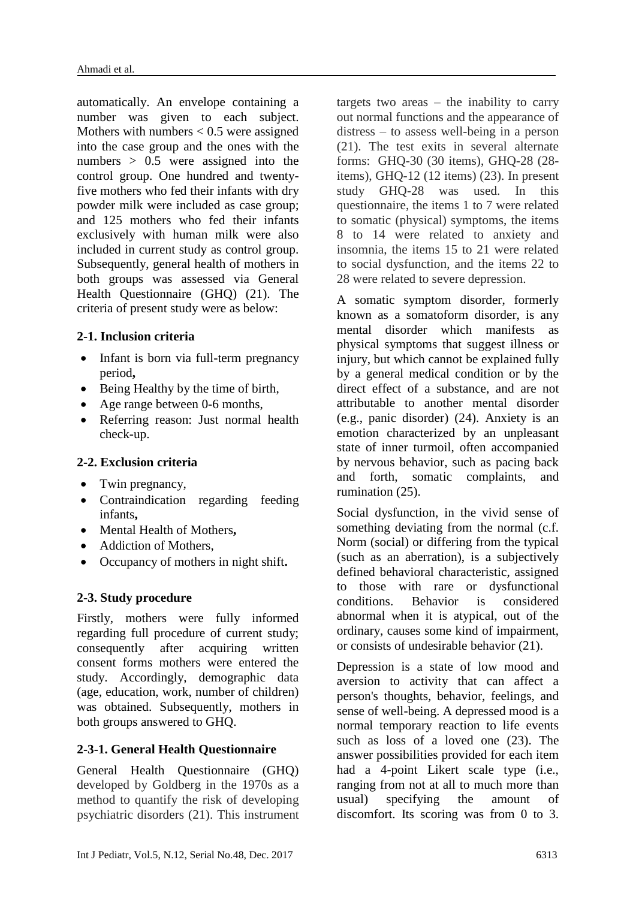automatically. An envelope containing a number was given to each subject. Mothers with numbers < 0.5 were assigned into the case group and the ones with the numbers > 0.5 were assigned into the control group. One hundred and twenty-five mothers who fed their infants with dry powder milk were included as case group; and 125 mothers who fed their infants exclusively with human milk were also included in current study as control group. Subsequently, general health of mothers in both groups was assessed via General Health Questionnaire (GHQ) (21). The criteria of present study were as below:

### 2-1. Inclusion criteria

- Infant is born via full-term pregnancy period**,**
- Being Healthy by the time of birth,
- Age range between 0-6 months,
- Referring reason: Just normal health check-up.

### 2-2. Exclusion criteria

- Twin pregnancy,
- Contraindication regarding feeding infants**,**
- Mental Health of Mothers**,**
- Addiction of Mothers,
- Occupancy of mothers in night shift**.**

### 2-3. Study procedure

Firstly, mothers were fully informed regarding full procedure of current study; consequently after acquiring written consent forms mothers were entered the study. Accordingly, demographic data (age, education, work, number of children) was obtained. Subsequently, mothers in both groups answered to GHQ.

#### 2-3-1. General Health Questionnaire

General Health Questionnaire (GHQ) developed by Goldberg in the 1970s as a method to quantify the risk of developing psychiatric disorders (21). This instrument targets two areas – the inability to carry out normal functions and the appearance of distress – to assess well-being in a person (21). The test exits in several alternate forms: GHQ-30 (30 items), GHQ-28 (28-items), GHQ-12 (12 items) (23). In present study GHQ-28 was used. In this questionnaire, the items 1 to 7 were related to somatic (physical) symptoms, the items 8 to 14 were related to anxiety and insomnia, the items 15 to 21 were related to social dysfunction, and the items 22 to 28 were related to severe depression.

A somatic symptom disorder, formerly known as a somatoform disorder, is any mental disorder which manifests as physical symptoms that suggest illness or injury, but which cannot be explained fully by a general medical condition or by the direct effect of a substance, and are not attributable to another mental disorder (e.g., panic disorder) (24). Anxiety is an emotion characterized by an unpleasant state of inner turmoil, often accompanied by nervous behavior, such as pacing back and forth, somatic complaints, and rumination (25).

Social dysfunction, in the vivid sense of something deviating from the normal (c.f. Norm (social) or differing from the typical (such as an aberration), is a subjectively defined behavioral characteristic, assigned to those with rare or dysfunctional conditions. Behavior is considered abnormal when it is atypical, out of the ordinary, causes some kind of impairment, or consists of undesirable behavior (21).

Depression is a state of low mood and aversion to activity that can affect a person's thoughts, behavior, feelings, and sense of well-being. A depressed mood is a normal temporary reaction to life events such as loss of a loved one (23). The answer possibilities provided for each item had a 4-point Likert scale type (i.e., ranging from not at all to much more than usual) specifying the amount of discomfort. Its scoring was from 0 to 3.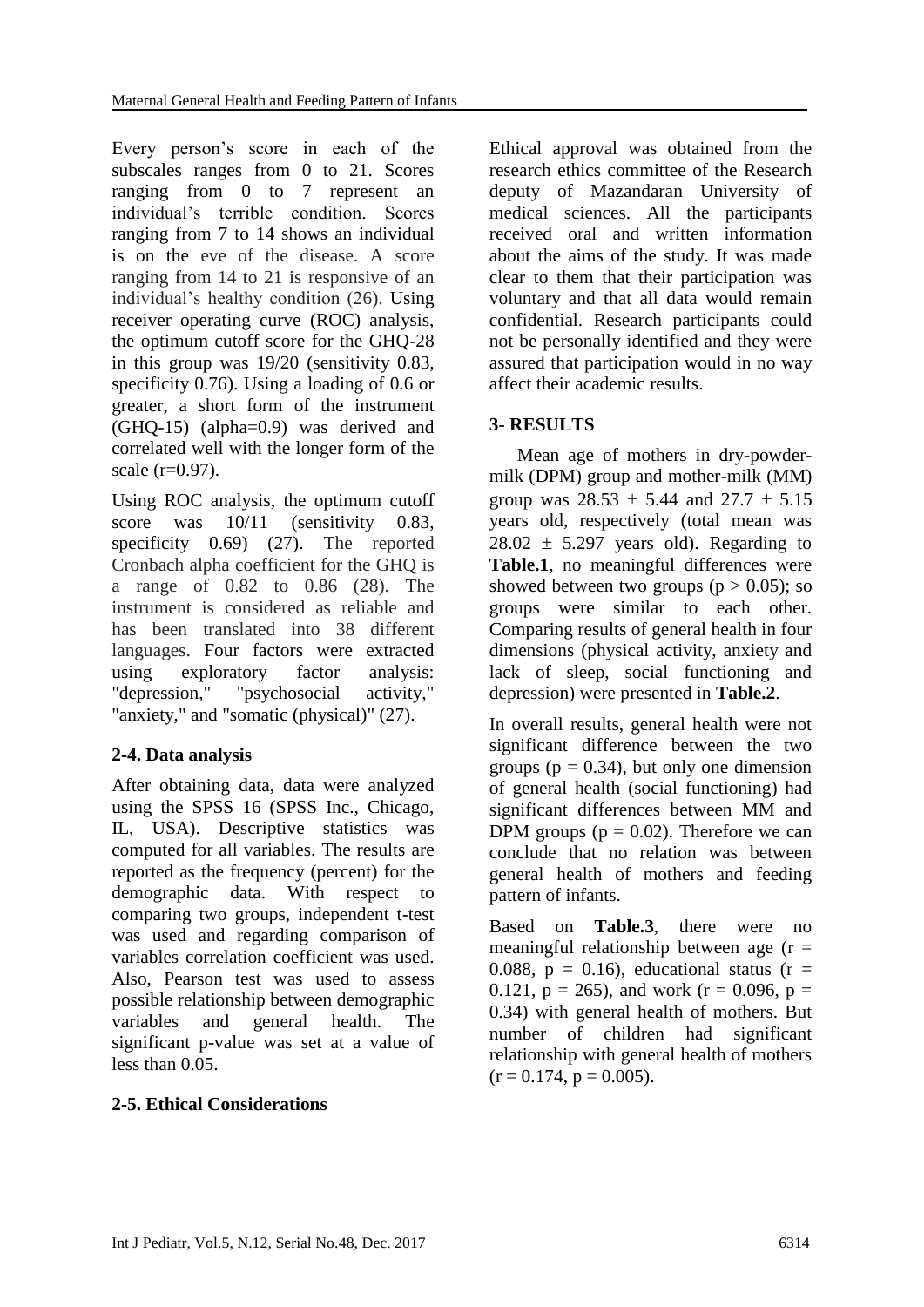Every person's score in each of the subscales ranges from 0 to 21. Scores ranging from 0 to 7 represent an individual's terrible condition. Scores ranging from 7 to 14 shows an individual is on the eve of the disease. A score ranging from 14 to 21 is responsive of an individual's healthy condition (26). Using receiver operating curve (ROC) analysis, the optimum cutoff score for the GHQ-28 in this group was 19/20 (sensitivity 0.83, specificity 0.76). Using a loading of 0.6 or greater, a short form of the instrument (GHQ-15) (alpha=0.9) was derived and correlated well with the longer form of the scale (r=0.97).

Using ROC analysis, the optimum cutoff score was 10/11 (sensitivity 0.83, specificity 0.69) (27). The reported Cronbach alpha coefficient for the GHQ is a range of 0.82 to 0.86 (28). The instrument is considered as reliable and has been translated into 38 different languages. Four factors were extracted using exploratory factor analysis: "depression," "psychosocial activity," "anxiety," and "somatic (physical)" (27).

### 2-4. Data analysis

After obtaining data, data were analyzed using the SPSS 16 (SPSS Inc., Chicago, IL, USA). Descriptive statistics was computed for all variables. The results are reported as the frequency (percent) for the demographic data. With respect to comparing two groups, independent t-test was used and regarding comparison of variables correlation coefficient was used. Also, Pearson test was used to assess possible relationship between demographic variables and general health. The significant p-value was set at a value of less than 0.05.

### 2-5. Ethical Considerations

Ethical approval was obtained from the research ethics committee of the Research deputy of Mazandaran University of medical sciences. All the participants received oral and written information about the aims of the study. It was made clear to them that their participation was voluntary and that all data would remain confidential. Research participants could not be personally identified and they were assured that participation would in no way affect their academic results.

## 3- RESULTS

Mean age of mothers in dry-powder-milk (DPM) group and mother-milk (MM) group was $28.53 \pm 5.44$ and $27.7 \pm 5.15$ years old, respectively (total mean was $28.02 \pm 5.297$ years old). Regarding to **Table.1**, no meaningful differences were showed between two groups ($p > 0.05$); so groups were similar to each other. Comparing results of general health in four dimensions (physical activity, anxiety and lack of sleep, social functioning and depression) were presented in **Table.2**.

In overall results, general health were not significant difference between the two groups ($p = 0.34$), but only one dimension of general health (social functioning) had significant differences between MM and DPM groups ($p = 0.02$). Therefore we can conclude that no relation was between general health of mothers and feeding pattern of infants.

Based on **Table.3**, there were no meaningful relationship between age ($r = 0.088$, $p = 0.16$), educational status ($r = 0.121$, $p = 265$), and work ($r = 0.096$, $p = 0.34$) with general health of mothers. But number of children had significant relationship with general health of mothers ($r = 0.174$, $p = 0.005$).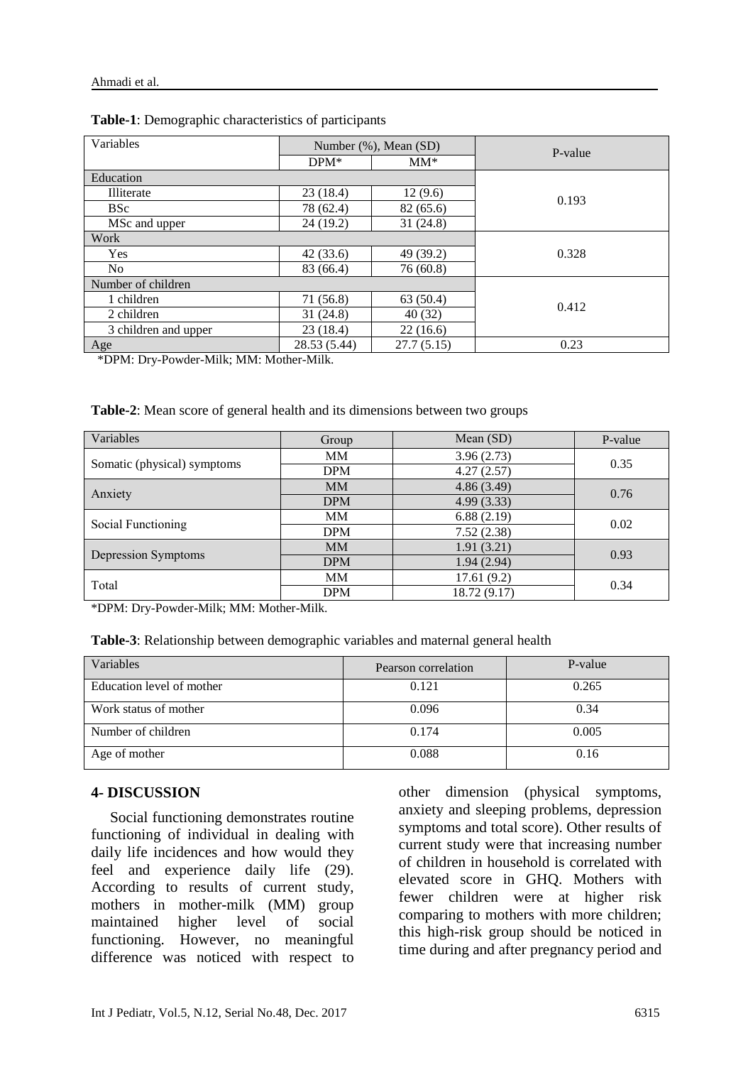**Table-1**: Demographic characteristics of participants

| Variables | Number (%), Mean (SD) | | P-value |
|---|---|---|---|
| | DPM* | MM* | |
| Education | | | |
| Illiterate | 23 (18.4) | 12 (9.6) | 0.193 |
| BSc | 78 (62.4) | 82 (65.6) | |
| MSc and upper | 24 (19.2) | 31 (24.8) | |
| Work | | | |
| Yes | 42 (33.6) | 49 (39.2) | 0.328 |
| No | 83 (66.4) | 76 (60.8) | |
| Number of children | | | |
| 1 children | 71 (56.8) | 63 (50.4) | 0.412 |
| 2 children | 31 (24.8) | 40 (32) | |
| 3 children and upper | 23 (18.4) | 22 (16.6) | |
| Age | 28.53 (5.44) | 27.7 (5.15) | 0.23 |

*DPM: Dry-Powder-Milk; MM: Mother-Milk.

**Table-2**: Mean score of general health and its dimensions between two groups

| Variables | Group | Mean (SD) | P-value |
|---|---|---|---|
| Somatic (physical) symptoms | MM | 3.96 (2.73) | 0.35 |
| | DPM | 4.27 (2.57) | |
| Anxiety | MM | 4.86 (3.49) | 0.76 |
| | DPM | 4.99 (3.33) | |
| Social Functioning | MM | 6.88 (2.19) | 0.02 |
| | DPM | 7.52 (2.38) | |
| Depression Symptoms | MM | 1.91 (3.21) | 0.93 |
| | DPM | 1.94 (2.94) | |
| Total | MM | 17.61 (9.2) | 0.34 |
| | DPM | 18.72 (9.17) | |

*DPM: Dry-Powder-Milk; MM: Mother-Milk.

**Table-3**: Relationship between demographic variables and maternal general health

| Variables | Pearson correlation | P-value |
|---|---|---|
| Education level of mother | 0.121 | 0.265 |
| Work status of mother | 0.096 | 0.34 |
| Number of children | 0.174 | 0.005 |
| Age of mother | 0.088 | 0.16 |

## 4- DISCUSSION

Social functioning demonstrates routine functioning of individual in dealing with daily life incidences and how would they feel and experience daily life (29). According to results of current study, mothers in mother-milk (MM) group maintained higher level of social functioning. However, no meaningful difference was noticed with respect to other dimension (physical symptoms, anxiety and sleeping problems, depression symptoms and total score). Other results of current study were that increasing number of children in household is correlated with elevated score in GHQ. Mothers with fewer children were at higher risk comparing to mothers with more children; this high-risk group should be noticed in time during and after pregnancy period and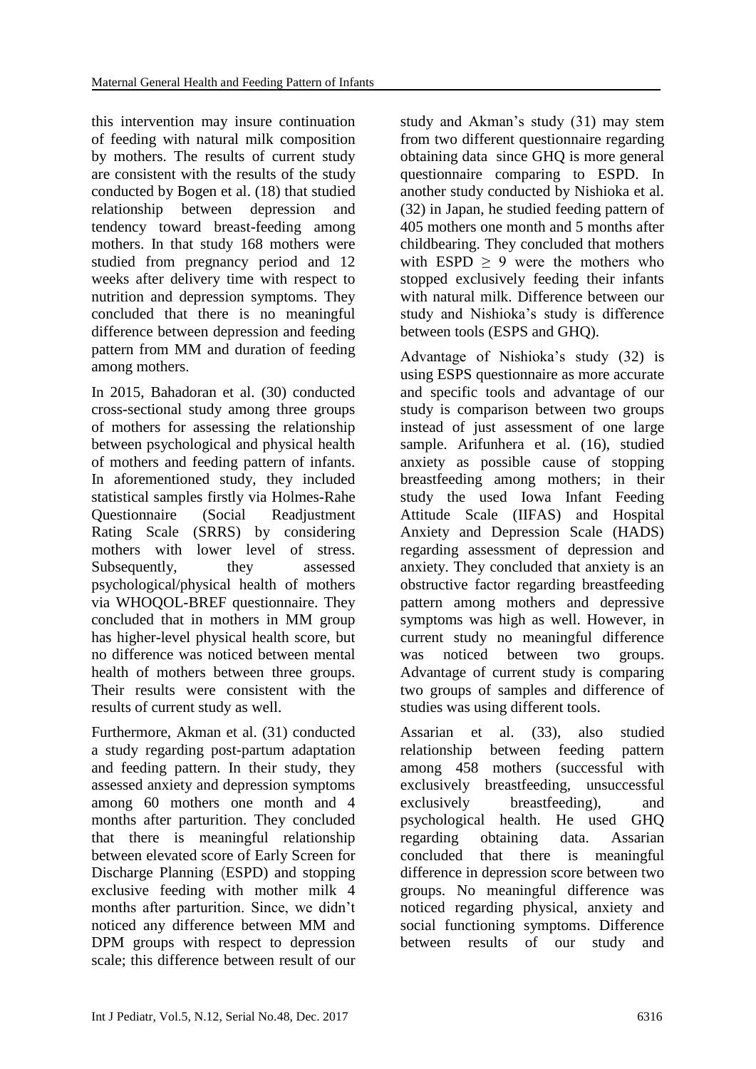this intervention may insure continuation of feeding with natural milk composition by mothers. The results of current study are consistent with the results of the study conducted by Bogen et al. (18) that studied relationship between depression and tendency toward breast-feeding among mothers. In that study 168 mothers were studied from pregnancy period and 12 weeks after delivery time with respect to nutrition and depression symptoms. They concluded that there is no meaningful difference between depression and feeding pattern from MM and duration of feeding among mothers.

In 2015, Bahadoran et al. (30) conducted cross-sectional study among three groups of mothers for assessing the relationship between psychological and physical health of mothers and feeding pattern of infants. In aforementioned study, they included statistical samples firstly via Holmes-Rahe Questionnaire (Social Readjustment Rating Scale (SRRS) by considering mothers with lower level of stress. Subsequently, they assessed psychological/physical health of mothers via WHOQOL-BREF questionnaire. They concluded that in mothers in MM group has higher-level physical health score, but no difference was noticed between mental health of mothers between three groups. Their results were consistent with the results of current study as well.

Furthermore, Akman et al. (31) conducted a study regarding post-partum adaptation and feeding pattern. In their study, they assessed anxiety and depression symptoms among 60 mothers one month and 4 months after parturition. They concluded that there is meaningful relationship between elevated score of Early Screen for Discharge Planning (ESPD) and stopping exclusive feeding with mother milk 4 months after parturition. Since, we didn't noticed any difference between MM and DPM groups with respect to depression scale; this difference between result of our study and Akman's study (31) may stem from two different questionnaire regarding obtaining data since GHQ is more general questionnaire comparing to ESPD. In another study conducted by Nishioka et al. (32) in Japan, he studied feeding pattern of 405 mothers one month and 5 months after childbearing. They concluded that mothers with ESPD $\geq$ 9 were the mothers who stopped exclusively feeding their infants with natural milk. Difference between our study and Nishioka's study is difference between tools (ESPS and GHQ).

Advantage of Nishioka's study (32) is using ESPS questionnaire as more accurate and specific tools and advantage of our study is comparison between two groups instead of just assessment of one large sample. Arifunhera et al. (16), studied anxiety as possible cause of stopping breastfeeding among mothers; in their study the used Iowa Infant Feeding Attitude Scale (IIFAS) and Hospital Anxiety and Depression Scale (HADS) regarding assessment of depression and anxiety. They concluded that anxiety is an obstructive factor regarding breastfeeding pattern among mothers and depressive symptoms was high as well. However, in current study no meaningful difference was noticed between two groups. Advantage of current study is comparing two groups of samples and difference of studies was using different tools.

Assarian et al. (33), also studied relationship between feeding pattern among 458 mothers (successful with exclusively breastfeeding, unsuccessful exclusively breastfeeding), and psychological health. He used GHQ regarding obtaining data. Assarian concluded that there is meaningful difference in depression score between two groups. No meaningful difference was noticed regarding physical, anxiety and social functioning symptoms. Difference between results of our study and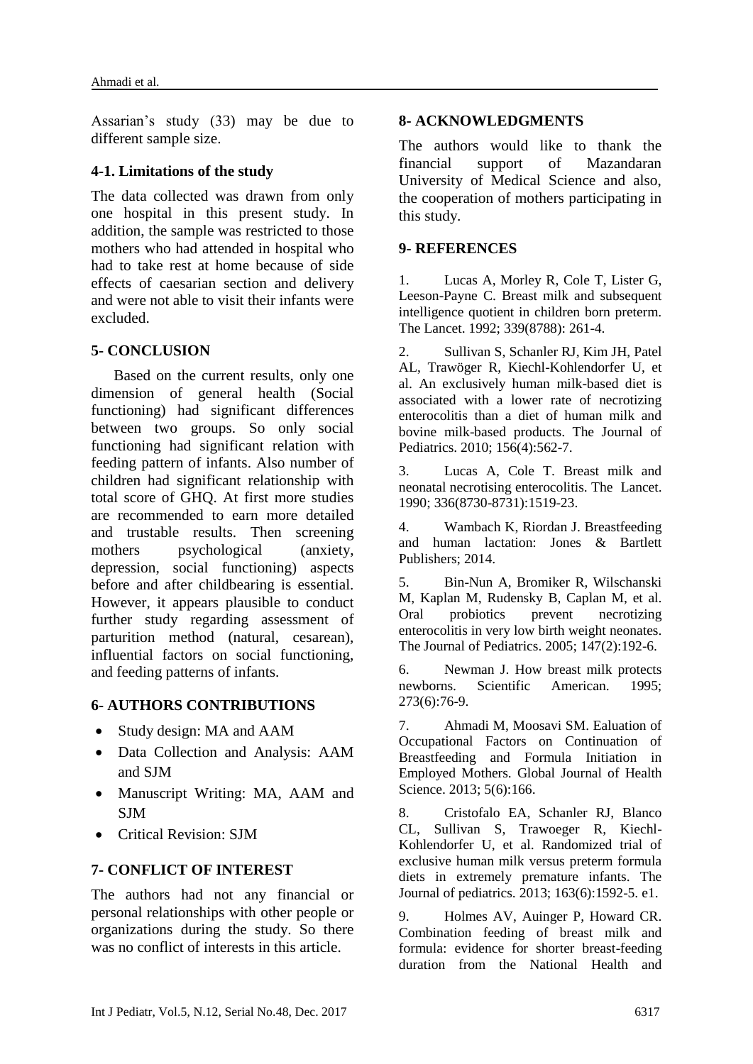Assarian's study (33) may be due to different sample size.

### 4-1. Limitations of the study

The data collected was drawn from only one hospital in this present study. In addition, the sample was restricted to those mothers who had attended in hospital who had to take rest at home because of side effects of caesarian section and delivery and were not able to visit their infants were excluded.

## 5- CONCLUSION

Based on the current results, only one dimension of general health (Social functioning) had significant differences between two groups. So only social functioning had significant relation with feeding pattern of infants. Also number of children had significant relationship with total score of GHQ. At first more studies are recommended to earn more detailed and trustable results. Then screening mothers psychological (anxiety, depression, social functioning) aspects before and after childbearing is essential. However, it appears plausible to conduct further study regarding assessment of parturition method (natural, cesarean), influential factors on social functioning, and feeding patterns of infants.

## 6- AUTHORS CONTRIBUTIONS

- Study design: MA and AAM
- Data Collection and Analysis: AAM and SJM
- Manuscript Writing: MA, AAM and SJM
- Critical Revision: SJM

## 7- CONFLICT OF INTEREST

The authors had not any financial or personal relationships with other people or organizations during the study. So there was no conflict of interests in this article.

## 8- ACKNOWLEDGMENTS

The authors would like to thank the financial support of Mazandaran University of Medical Science and also, the cooperation of mothers participating in this study.

## 9- REFERENCES

1. Lucas A, Morley R, Cole T, Lister G, Leeson-Payne C. Breast milk and subsequent intelligence quotient in children born preterm. The Lancet. 1992; 339(8788): 261-4.

2. Sullivan S, Schanler RJ, Kim JH, Patel AL, Trawöger R, Kiechl-Kohlendorfer U, et al. An exclusively human milk-based diet is associated with a lower rate of necrotizing enterocolitis than a diet of human milk and bovine milk-based products. The Journal of Pediatrics. 2010; 156(4):562-7.

3. Lucas A, Cole T. Breast milk and neonatal necrotising enterocolitis. The Lancet. 1990; 336(8730-8731):1519-23.

4. Wambach K, Riordan J. Breastfeeding and human lactation: Jones & Bartlett Publishers; 2014.

5. Bin-Nun A, Bromiker R, Wilschanski M, Kaplan M, Rudensky B, Caplan M, et al. Oral probiotics prevent necrotizing enterocolitis in very low birth weight neonates. The Journal of Pediatrics. 2005; 147(2):192-6.

6. Newman J. How breast milk protects newborns. Scientific American. 1995; 273(6):76-9.

7. Ahmadi M, Moosavi SM. Ealuation of Occupational Factors on Continuation of Breastfeeding and Formula Initiation in Employed Mothers. Global Journal of Health Science. 2013; 5(6):166.

8. Cristofalo EA, Schanler RJ, Blanco CL, Sullivan S, Trawoeger R, Kiechl-Kohlendorfer U, et al. Randomized trial of exclusive human milk versus preterm formula diets in extremely premature infants. The Journal of pediatrics. 2013; 163(6):1592-5. e1.

9. Holmes AV, Auinger P, Howard CR. Combination feeding of breast milk and formula: evidence for shorter breast-feeding duration from the National Health and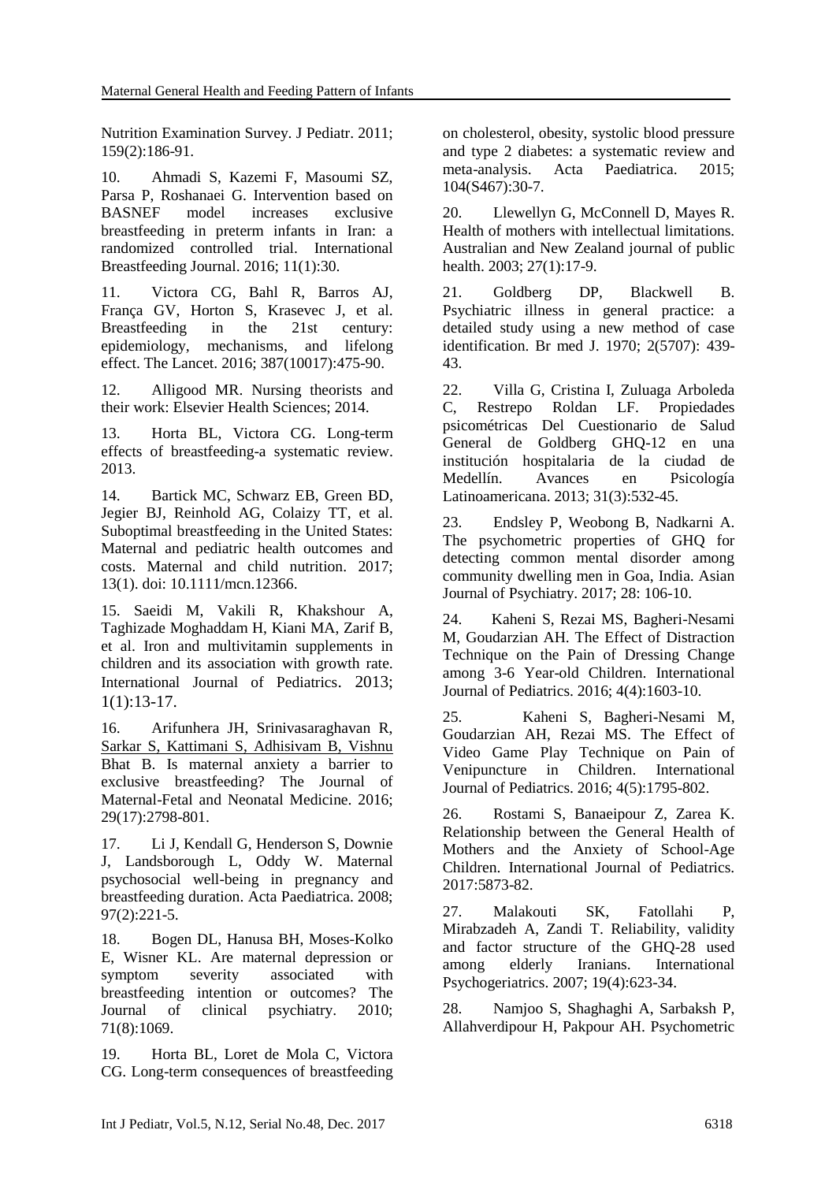Nutrition Examination Survey. J Pediatr. 2011; 159(2):186-91.

10. Ahmadi S, Kazemi F, Masoumi SZ, Parsa P, Roshanaei G. Intervention based on BASNEF model increases exclusive breastfeeding in preterm infants in Iran: a randomized controlled trial. International Breastfeeding Journal. 2016; 11(1):30.

11. Victora CG, Bahl R, Barros AJ, França GV, Horton S, Krasevec J, et al. Breastfeeding in the 21st century: epidemiology, mechanisms, and lifelong effect. The Lancet. 2016; 387(10017):475-90.

12. Alligood MR. Nursing theorists and their work: Elsevier Health Sciences; 2014.

13. Horta BL, Victora CG. Long-term effects of breastfeeding-a systematic review. 2013.

14. Bartick MC, Schwarz EB, Green BD, Jegier BJ, Reinhold AG, Colaizy TT, et al. Suboptimal breastfeeding in the United States: Maternal and pediatric health outcomes and costs. Maternal and child nutrition. 2017; 13(1). doi: 10.1111/mcn.12366.

15. Saeidi M, Vakili R, Khakshour A, Taghizade Moghaddam H, Kiani MA, Zarif B, et al. Iron and multivitamin supplements in children and its association with growth rate. International Journal of Pediatrics. 2013; 1(1):13-17.

16. Arifunhera JH, Srinivasaraghavan R, Sarkar S, Kattimani S, Adhisivam B, Vishnu Bhat B. Is maternal anxiety a barrier to exclusive breastfeeding? The Journal of Maternal-Fetal and Neonatal Medicine. 2016; 29(17):2798-801.

17. Li J, Kendall G, Henderson S, Downie J, Landsborough L, Oddy W. Maternal psychosocial well-being in pregnancy and breastfeeding duration. Acta Paediatrica. 2008; 97(2):221-5.

18. Bogen DL, Hanusa BH, Moses-Kolko E, Wisner KL. Are maternal depression or symptom severity associated with breastfeeding intention or outcomes? The Journal of clinical psychiatry. 2010; 71(8):1069.

19. Horta BL, Loret de Mola C, Victora CG. Long-term consequences of breastfeeding on cholesterol, obesity, systolic blood pressure and type 2 diabetes: a systematic review and meta-analysis. Acta Paediatrica. 2015; 104(S467):30-7.

20. Llewellyn G, McConnell D, Mayes R. Health of mothers with intellectual limitations. Australian and New Zealand journal of public health. 2003; 27(1):17-9.

21. Goldberg DP, Blackwell B. Psychiatric illness in general practice: a detailed study using a new method of case identification. Br med J. 1970; 2(5707): 439-43.

22. Villa G, Cristina I, Zuluaga Arboleda C, Restrepo Roldan LF. Propiedades psicométricas Del Cuestionario de Salud General de Goldberg GHQ-12 en una institución hospitalaria de la ciudad de Medellín. Avances en Psicología Latinoamericana. 2013; 31(3):532-45.

23. Endsley P, Weobong B, Nadkarni A. The psychometric properties of GHQ for detecting common mental disorder among community dwelling men in Goa, India. Asian Journal of Psychiatry. 2017; 28: 106-10.

24. Kaheni S, Rezai MS, Bagheri-Nesami M, Goudarzian AH. The Effect of Distraction Technique on the Pain of Dressing Change among 3-6 Year-old Children. International Journal of Pediatrics. 2016; 4(4):1603-10.

25. Kaheni S, Bagheri-Nesami M, Goudarzian AH, Rezai MS. The Effect of Video Game Play Technique on Pain of Venipuncture in Children. International Journal of Pediatrics. 2016; 4(5):1795-802.

26. Rostami S, Banaeipour Z, Zarea K. Relationship between the General Health of Mothers and the Anxiety of School-Age Children. International Journal of Pediatrics. 2017:5873-82.

27. Malakouti SK, Fatollahi P, Mirabzadeh A, Zandi T. Reliability, validity and factor structure of the GHQ-28 used among elderly Iranians. International Psychogeriatrics. 2007; 19(4):623-34.

28. Namjoo S, Shaghaghi A, Sarbaksh P, Allahverdipour H, Pakpour AH. Psychometric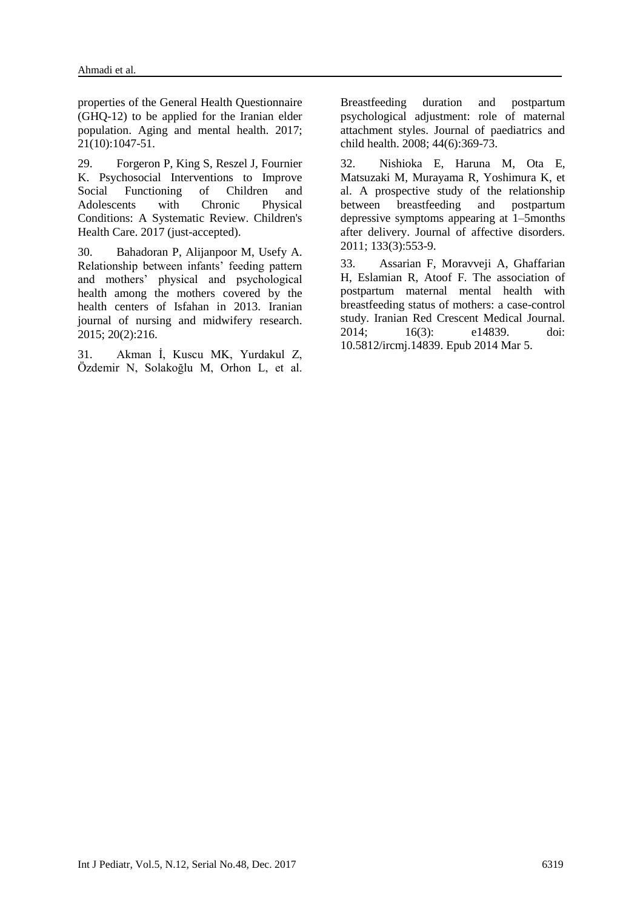properties of the General Health Questionnaire (GHQ-12) to be applied for the Iranian elder population. Aging and mental health. 2017; 21(10):1047-51.

29. Forgeron P, King S, Reszel J, Fournier K. Psychosocial Interventions to Improve Social Functioning of Children and Adolescents with Chronic Physical Conditions: A Systematic Review. Children's Health Care. 2017 (just-accepted).

30. Bahadoran P, Alijanpoor M, Usefy A. Relationship between infants' feeding pattern and mothers' physical and psychological health among the mothers covered by the health centers of Isfahan in 2013. Iranian journal of nursing and midwifery research. 2015; 20(2):216.

31. Akman İ, Kuscu MK, Yurdakul Z, Özdemir N, Solakoğlu M, Orhon L, et al. Breastfeeding duration and postpartum psychological adjustment: role of maternal attachment styles. Journal of paediatrics and child health. 2008; 44(6):369-73.

32. Nishioka E, Haruna M, Ota E, Matsuzaki M, Murayama R, Yoshimura K, et al. A prospective study of the relationship between breastfeeding and postpartum depressive symptoms appearing at 1–5months after delivery. Journal of affective disorders. 2011; 133(3):553-9.

33. Assarian F, Moravveji A, Ghaffarian H, Eslamian R, Atoof F. The association of postpartum maternal mental health with breastfeeding status of mothers: a case-control study. Iranian Red Crescent Medical Journal. 2014; 16(3): e14839. doi: 10.5812/ircmj.14839. Epub 2014 Mar 5.